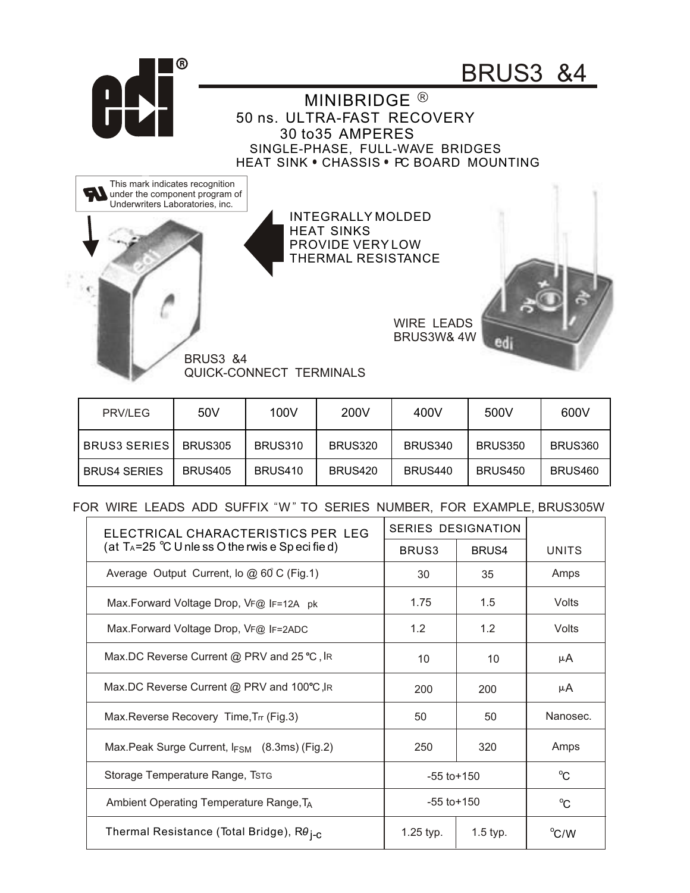# BRUS3 &4

## MINIBRIDGE ®

50 ns. ULTRA-FAST RECOVERY
30 to35 AMPERES
SINGLE-PHASE, FULL-WAVE BRIDGES
HEAT SINK • CHASSIS • PC BOARD MOUNTING

This mark indicates recognition under the component program of Underwriters Laboratories, inc.

INTEGRALLY MOLDED HEAT SINKS PROVIDE VERY LOW THERMAL RESISTANCE

WIRE LEADS BRUS3W& 4W

BRUS3 &4 QUICK-CONNECT TERMINALS

| PRV/LEG | 50V | 100V | 200V | 400V | 500V | 600V |
|---|---|---|---|---|---|---|
| BRUS3 SERIES | BRUS305 | BRUS310 | BRUS320 | BRUS340 | BRUS350 | BRUS360 |
| BRUS4 SERIES | BRUS405 | BRUS410 | BRUS420 | BRUS440 | BRUS450 | BRUS460 |

FOR WIRE LEADS ADD SUFFIX "W" TO SERIES NUMBER, FOR EXAMPLE, BRUS305W

| ELECTRICAL CHARACTERISTICS PER LEG (at $T_A$=25 °C Unless Otherwise Specified) | SERIES DESIGNATION | | UNITS |
|---|---|---|---|
| | BRUS3 | BRUS4 | |
| Average Output Current, Io @ 60°C (Fig.1) | 30 | 35 | Amps |
| Max.Forward Voltage Drop, $V_F$@ $I_F$=12A pk | 1.75 | 1.5 | Volts |
| Max.Forward Voltage Drop, $V_F$@ $I_F$=2ADC | 1.2 | 1.2 | Volts |
| Max.DC Reverse Current @ PRV and 25 °C, $I_R$ | 10 | 10 | μA |
| Max.DC Reverse Current @ PRV and 100°C, $I_R$ | 200 | 200 | μA |
| Max.Reverse Recovery Time, $T_{rr}$ (Fig.3) | 50 | 50 | Nanosec. |
| Max.Peak Surge Current, $I_{FSM}$ (8.3ms) (Fig.2) | 250 | 320 | Amps |
| Storage Temperature Range, $T_{STG}$ | -55 to+150 | | °C |
| Ambient Operating Temperature Range, $T_A$ | -55 to+150 | | °C |
| Thermal Resistance (Total Bridge), $R\theta_{j\text{-}c}$ | 1.25 typ. | 1.5 typ. | °C/W |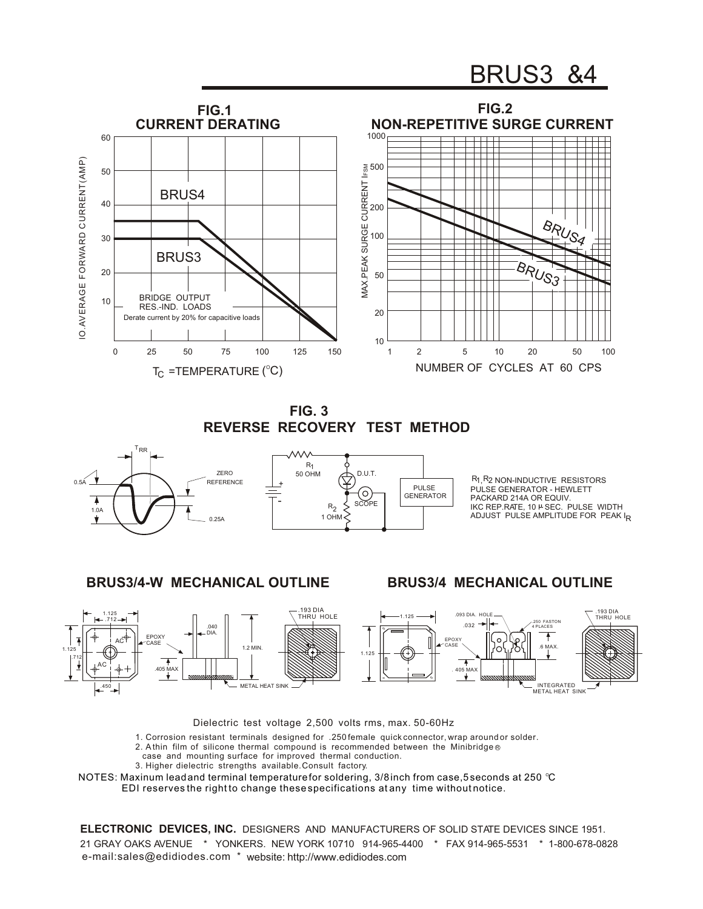# BRUS3 &4

**FIG.1**
**CURRENT DERATING**

IO.AVERAGE FORWARD CURRENT (AMP)

60
50
40
30
20
10

BRUS4
BRUS3

BRIDGE OUTPUT
RES.-IND. LOADS
Derate current by 20% for capacitive loads

0 25 50 75 100 125 150

$T_C$ =TEMPERATURE (°C)

**FIG.2**
**NON-REPETITIVE SURGE CURRENT**

MAX.PEAK SURGE CURRENT $I_{FSM}$

1000
500
200
100
50
20
10

BRUS4
BRUS3

1 2 5 10 20 50 100

NUMBER OF CYCLES AT 60 CPS

**FIG. 3**
**REVERSE RECOVERY TEST METHOD**

$T_{RR}$

0.5A
1.0A
ZERO REFERENCE
0.25A

$R_1$
50 OHM
D.U.T.
$R_2$
1 OHM
SCOPE
PULSE GENERATOR

$R_1$,$R_2$ NON-INDUCTIVE RESISTORS
PULSE GENERATOR - HEWLETT PACKARD 214A OR EQUIV.
IKC REP.RATE, 10 μ SEC. PULSE WIDTH
ADJUST PULSE AMPLITUDE FOR PEAK $I_R$

## BRUS3/4-W MECHANICAL OUTLINE

1.125
.712
1.125
.712
AC
AC
.450
EPOXY CASE
.040 DIA.
1.2 MIN.
.405 MAX
METAL HEAT SINK
.193 DIA THRU HOLE

## BRUS3/4 MECHANICAL OUTLINE

1.125
1.125
EPOXY CASE
.093 DIA. HOLE
.032
.250 FASTON 4 PLACES
.6 MAX.
.405 MAX
INTEGRATED METAL HEAT SINK
.193 DIA THRU HOLE

Dielectric test voltage 2,500 volts rms, max. 50-60Hz

1. Corrosion resistant terminals designed for .250 female quick connector, wrap around or solder.
2. A thin film of silicone thermal compound is recommended between the Minibridge® case and mounting surface for improved thermal conduction.
3. Higher dielectric strengths available. Consult factory.

NOTES: Maxinum lead and terminal temperature for soldering, 3/8 inch from case, 5 seconds at 250 °C
EDI reserves the right to change these specifications at any time without notice.

**ELECTRONIC DEVICES, INC.** DESIGNERS AND MANUFACTURERS OF SOLID STATE DEVICES SINCE 1951.
21 GRAY OAKS AVENUE * YONKERS. NEW YORK 10710 914-965-4400 * FAX 914-965-5531 * 1-800-678-0828
e-mail:sales@edidiodes.com * website: http://www.edidiodes.com